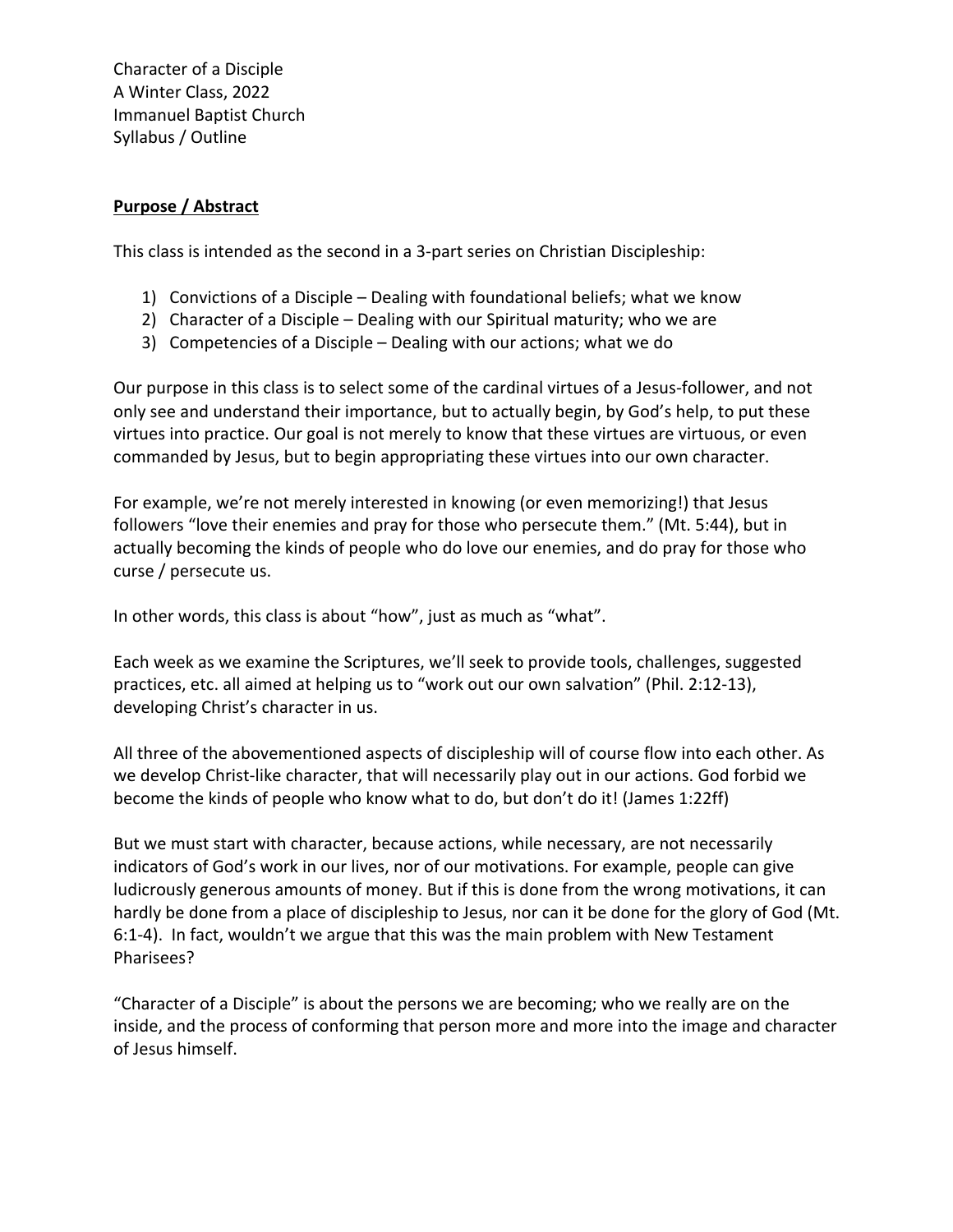Character of a Disciple
A Winter Class, 2022
Immanuel Baptist Church
Syllabus / Outline

## **Purpose / Abstract**

This class is intended as the second in a 3-part series on Christian Discipleship:

1) Convictions of a Disciple – Dealing with foundational beliefs; what we know
2) Character of a Disciple – Dealing with our Spiritual maturity; who we are
3) Competencies of a Disciple – Dealing with our actions; what we do

Our purpose in this class is to select some of the cardinal virtues of a Jesus-follower, and not only see and understand their importance, but to actually begin, by God's help, to put these virtues into practice. Our goal is not merely to know that these virtues are virtuous, or even commanded by Jesus, but to begin appropriating these virtues into our own character.

For example, we're not merely interested in knowing (or even memorizing!) that Jesus followers "love their enemies and pray for those who persecute them." (Mt. 5:44), but in actually becoming the kinds of people who do love our enemies, and do pray for those who curse / persecute us.

In other words, this class is about "how", just as much as "what".

Each week as we examine the Scriptures, we'll seek to provide tools, challenges, suggested practices, etc. all aimed at helping us to "work out our own salvation" (Phil. 2:12-13), developing Christ's character in us.

All three of the abovementioned aspects of discipleship will of course flow into each other. As we develop Christ-like character, that will necessarily play out in our actions. God forbid we become the kinds of people who know what to do, but don't do it! (James 1:22ff)

But we must start with character, because actions, while necessary, are not necessarily indicators of God's work in our lives, nor of our motivations. For example, people can give ludicrously generous amounts of money. But if this is done from the wrong motivations, it can hardly be done from a place of discipleship to Jesus, nor can it be done for the glory of God (Mt. 6:1-4). In fact, wouldn't we argue that this was the main problem with New Testament Pharisees?

"Character of a Disciple" is about the persons we are becoming; who we really are on the inside, and the process of conforming that person more and more into the image and character of Jesus himself.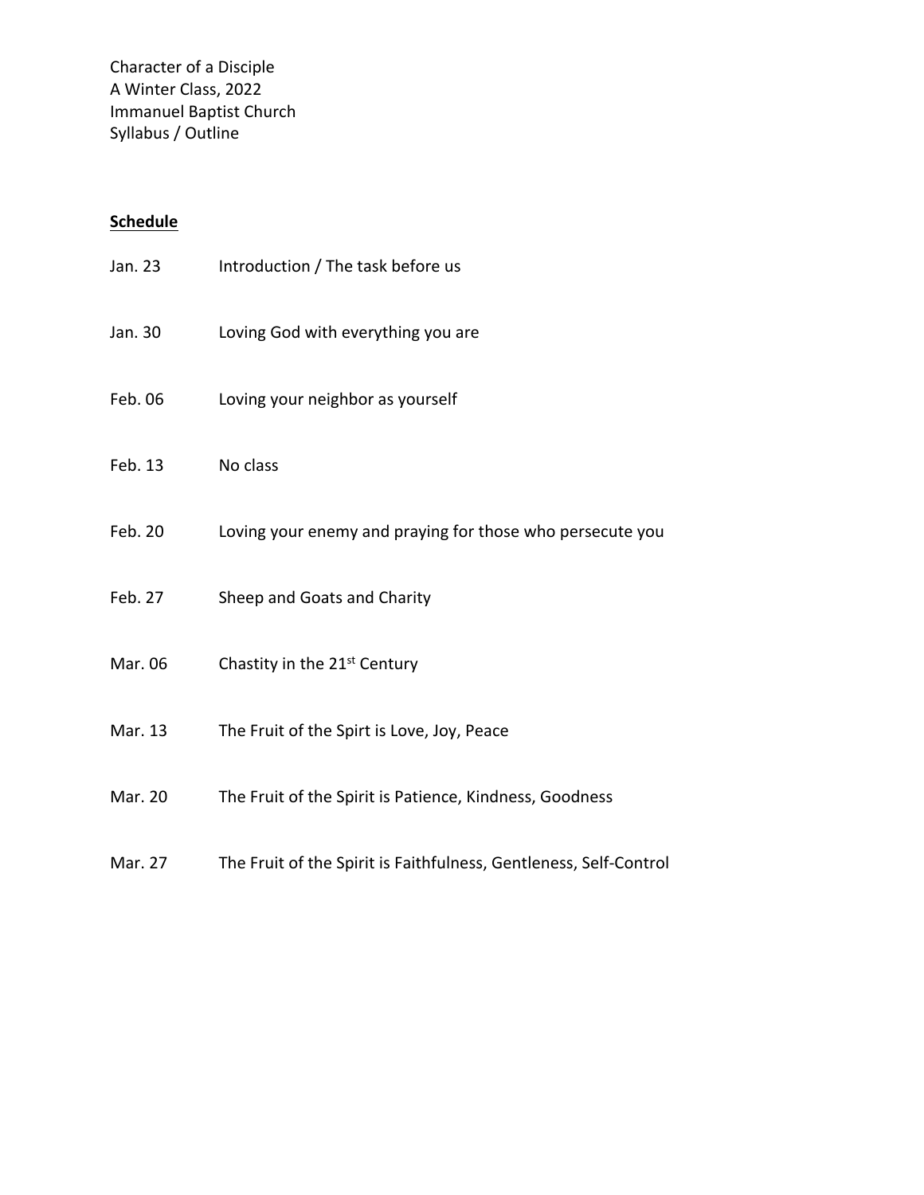Character of a Disciple
A Winter Class, 2022
Immanuel Baptist Church
Syllabus / Outline

**Schedule**

| | |
|---|---|
| Jan. 23 | Introduction / The task before us |
| Jan. 30 | Loving God with everything you are |
| Feb. 06 | Loving your neighbor as yourself |
| Feb. 13 | No class |
| Feb. 20 | Loving your enemy and praying for those who persecute you |
| Feb. 27 | Sheep and Goats and Charity |
| Mar. 06 | Chastity in the 21st Century |
| Mar. 13 | The Fruit of the Spirt is Love, Joy, Peace |
| Mar. 20 | The Fruit of the Spirit is Patience, Kindness, Goodness |
| Mar. 27 | The Fruit of the Spirit is Faithfulness, Gentleness, Self-Control |